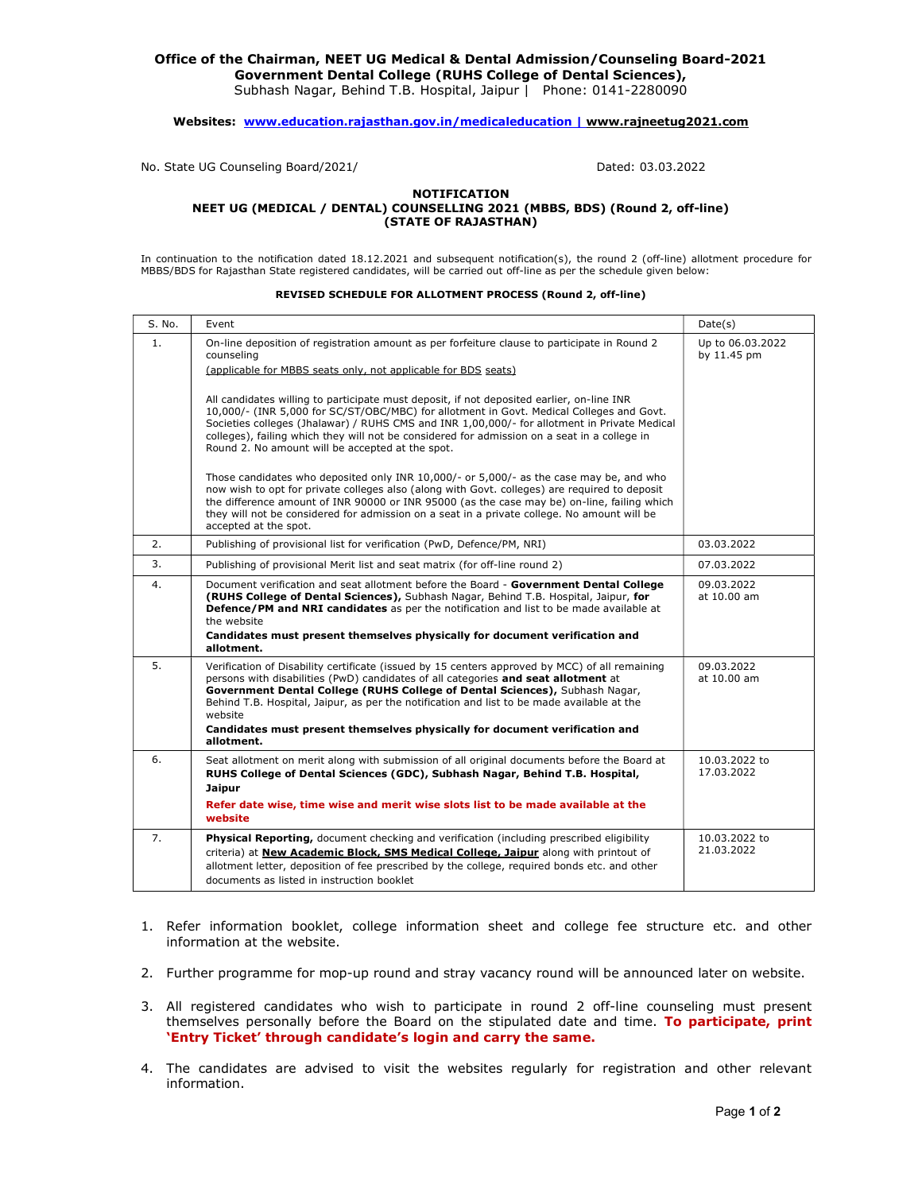**Office of the Chairman, NEET UG Medical & Dental Admission/Counseling Board-2021**
**Government Dental College (RUHS College of Dental Sciences),**
Subhash Nagar, Behind T.B. Hospital, Jaipur | Phone: 0141-2280090

**Websites: www.education.rajasthan.gov.in/medicaleducation | www.rajneetug2021.com**

No. State UG Counseling Board/2021/ Dated: 03.03.2022

# NOTIFICATION
## NEET UG (MEDICAL / DENTAL) COUNSELLING 2021 (MBBS, BDS) (Round 2, off-line) (STATE OF RAJASTHAN)

In continuation to the notification dated 18.12.2021 and subsequent notification(s), the round 2 (off-line) allotment procedure for MBBS/BDS for Rajasthan State registered candidates, will be carried out off-line as per the schedule given below:

**REVISED SCHEDULE FOR ALLOTMENT PROCESS (Round 2, off-line)**

| S. No. | Event | Date(s) |
|---|---|---|
| 1. | On-line deposition of registration amount as per forfeiture clause to participate in Round 2 counseling<br>(applicable for MBBS seats only, not applicable for BDS seats)<br><br>All candidates willing to participate must deposit, if not deposited earlier, on-line INR 10,000/- (INR 5,000 for SC/ST/OBC/MBC) for allotment in Govt. Medical Colleges and Govt. Societies colleges (Jhalawar) / RUHS CMS and INR 1,00,000/- for allotment in Private Medical colleges), failing which they will not be considered for admission on a seat in a college in Round 2. No amount will be accepted at the spot.<br><br>Those candidates who deposited only INR 10,000/- or 5,000/- as the case may be, and who now wish to opt for private colleges also (along with Govt. colleges) are required to deposit the difference amount of INR 90000 or INR 95000 (as the case may be) on-line, failing which they will not be considered for admission on a seat in a private college. No amount will be accepted at the spot. | Up to 06.03.2022 by 11.45 pm |
| 2. | Publishing of provisional list for verification (PwD, Defence/PM, NRI) | 03.03.2022 |
| 3. | Publishing of provisional Merit list and seat matrix (for off-line round 2) | 07.03.2022 |
| 4. | Document verification and seat allotment before the Board - **Government Dental College (RUHS College of Dental Sciences),** Subhash Nagar, Behind T.B. Hospital, Jaipur, **for Defence/PM and NRI candidates** as per the notification and list to be made available at the website<br>**Candidates must present themselves physically for document verification and allotment.** | 09.03.2022 at 10.00 am |
| 5. | Verification of Disability certificate (issued by 15 centers approved by MCC) of all remaining persons with disabilities (PwD) candidates of all categories **and seat allotment** at **Government Dental College (RUHS College of Dental Sciences),** Subhash Nagar, Behind T.B. Hospital, Jaipur, as per the notification and list to be made available at the website<br>**Candidates must present themselves physically for document verification and allotment.** | 09.03.2022 at 10.00 am |
| 6. | Seat allotment on merit along with submission of all original documents before the Board at **RUHS College of Dental Sciences (GDC), Subhash Nagar, Behind T.B. Hospital, Jaipur**<br>**Refer date wise, time wise and merit wise slots list to be made available at the website** | 10.03.2022 to 17.03.2022 |
| 7. | **Physical Reporting,** document checking and verification (including prescribed eligibility criteria) at **New Academic Block, SMS Medical College, Jaipur** along with printout of allotment letter, deposition of fee prescribed by the college, required bonds etc. and other documents as listed in instruction booklet | 10.03.2022 to 21.03.2022 |

1. Refer information booklet, college information sheet and college fee structure etc. and other information at the website.
2. Further programme for mop-up round and stray vacancy round will be announced later on website.
3. All registered candidates who wish to participate in round 2 off-line counseling must present themselves personally before the Board on the stipulated date and time. **To participate, print 'Entry Ticket' through candidate's login and carry the same.**
4. The candidates are advised to visit the websites regularly for registration and other relevant information.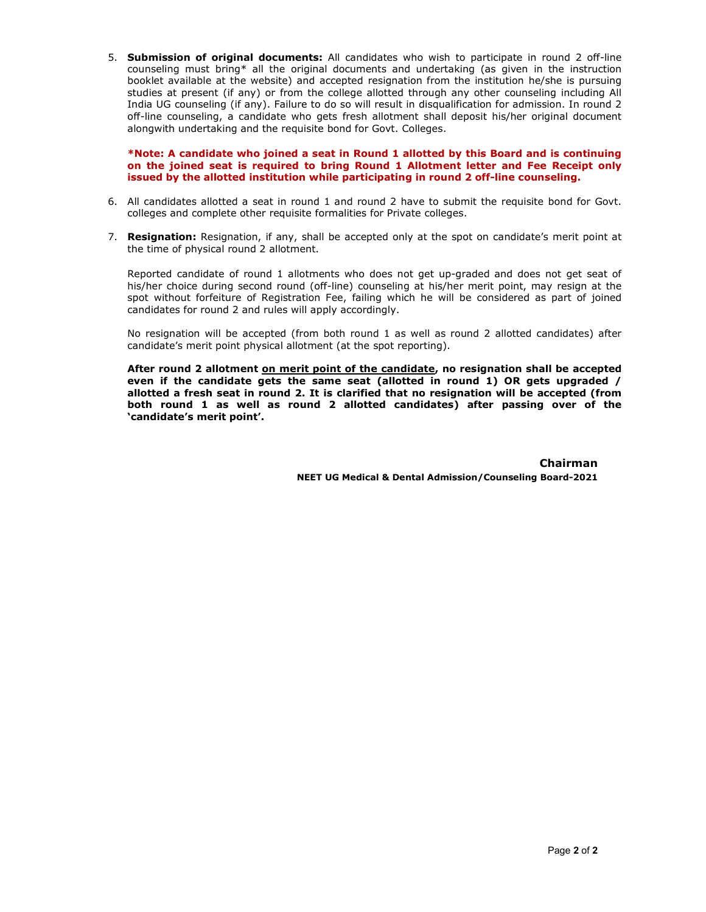5. **Submission of original documents:** All candidates who wish to participate in round 2 off-line counseling must bring* all the original documents and undertaking (as given in the instruction booklet available at the website) and accepted resignation from the institution he/she is pursuing studies at present (if any) or from the college allotted through any other counseling including All India UG counseling (if any). Failure to do so will result in disqualification for admission. In round 2 off-line counseling, a candidate who gets fresh allotment shall deposit his/her original document alongwith undertaking and the requisite bond for Govt. Colleges.

   ***Note: A candidate who joined a seat in Round 1 allotted by this Board and is continuing on the joined seat is required to bring Round 1 Allotment letter and Fee Receipt only issued by the allotted institution while participating in round 2 off-line counseling.**

6. All candidates allotted a seat in round 1 and round 2 have to submit the requisite bond for Govt. colleges and complete other requisite formalities for Private colleges.

7. **Resignation:** Resignation, if any, shall be accepted only at the spot on candidate's merit point at the time of physical round 2 allotment.

   Reported candidate of round 1 allotments who does not get up-graded and does not get seat of his/her choice during second round (off-line) counseling at his/her merit point, may resign at the spot without forfeiture of Registration Fee, failing which he will be considered as part of joined candidates for round 2 and rules will apply accordingly.

   No resignation will be accepted (from both round 1 as well as round 2 allotted candidates) after candidate's merit point physical allotment (at the spot reporting).

   **After round 2 allotment <u>on merit point of the candidate</u>, no resignation shall be accepted even if the candidate gets the same seat (allotted in round 1) OR gets upgraded / allotted a fresh seat in round 2. It is clarified that no resignation will be accepted (from both round 1 as well as round 2 allotted candidates) after passing over of the 'candidate's merit point'.**

**Chairman**
**NEET UG Medical & Dental Admission/Counseling Board-2021**